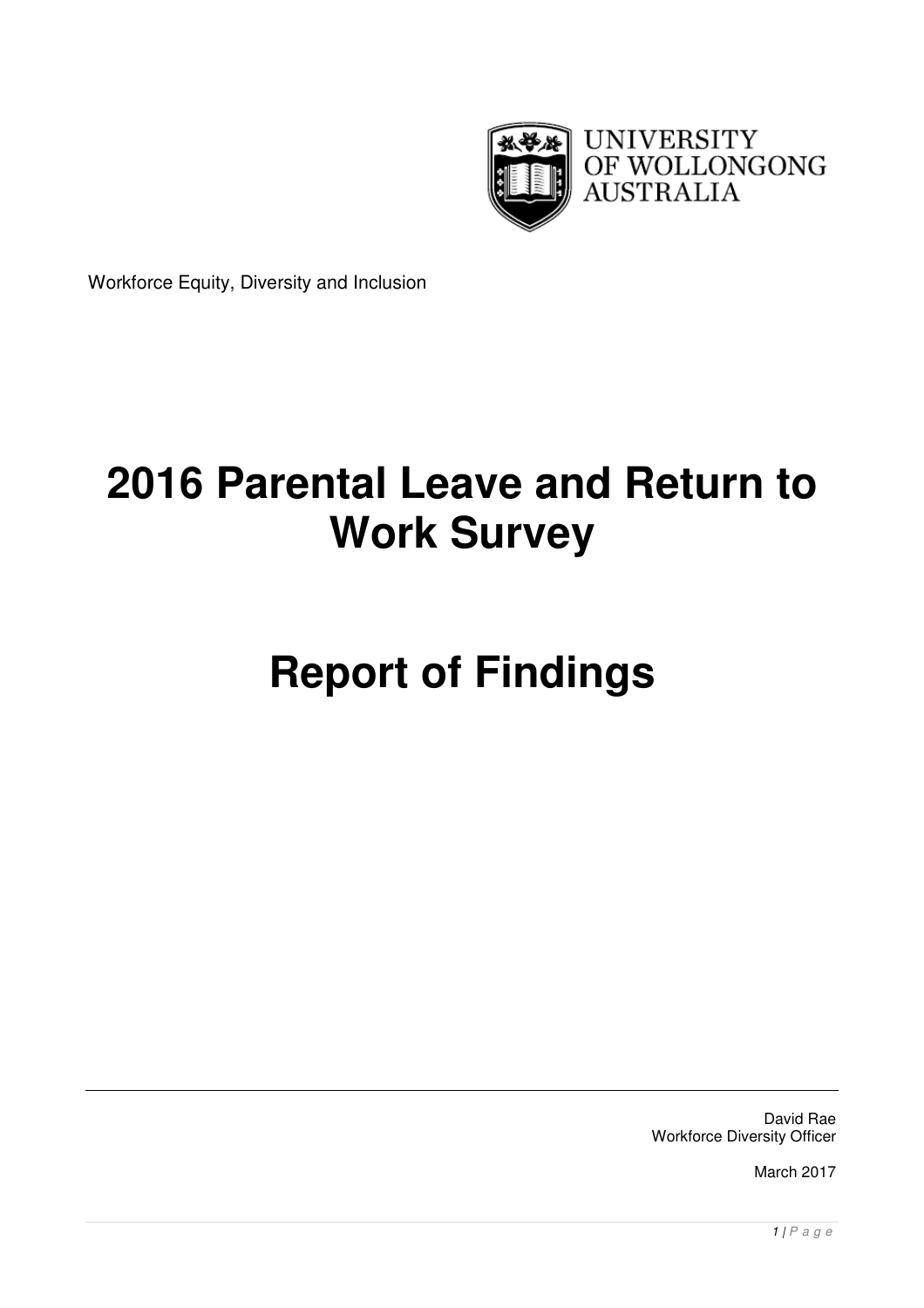UNIVERSITY OF WOLLONGONG AUSTRALIA

Workforce Equity, Diversity and Inclusion

# 2016 Parental Leave and Return to Work Survey

# Report of Findings

David Rae
Workforce Diversity Officer

March 2017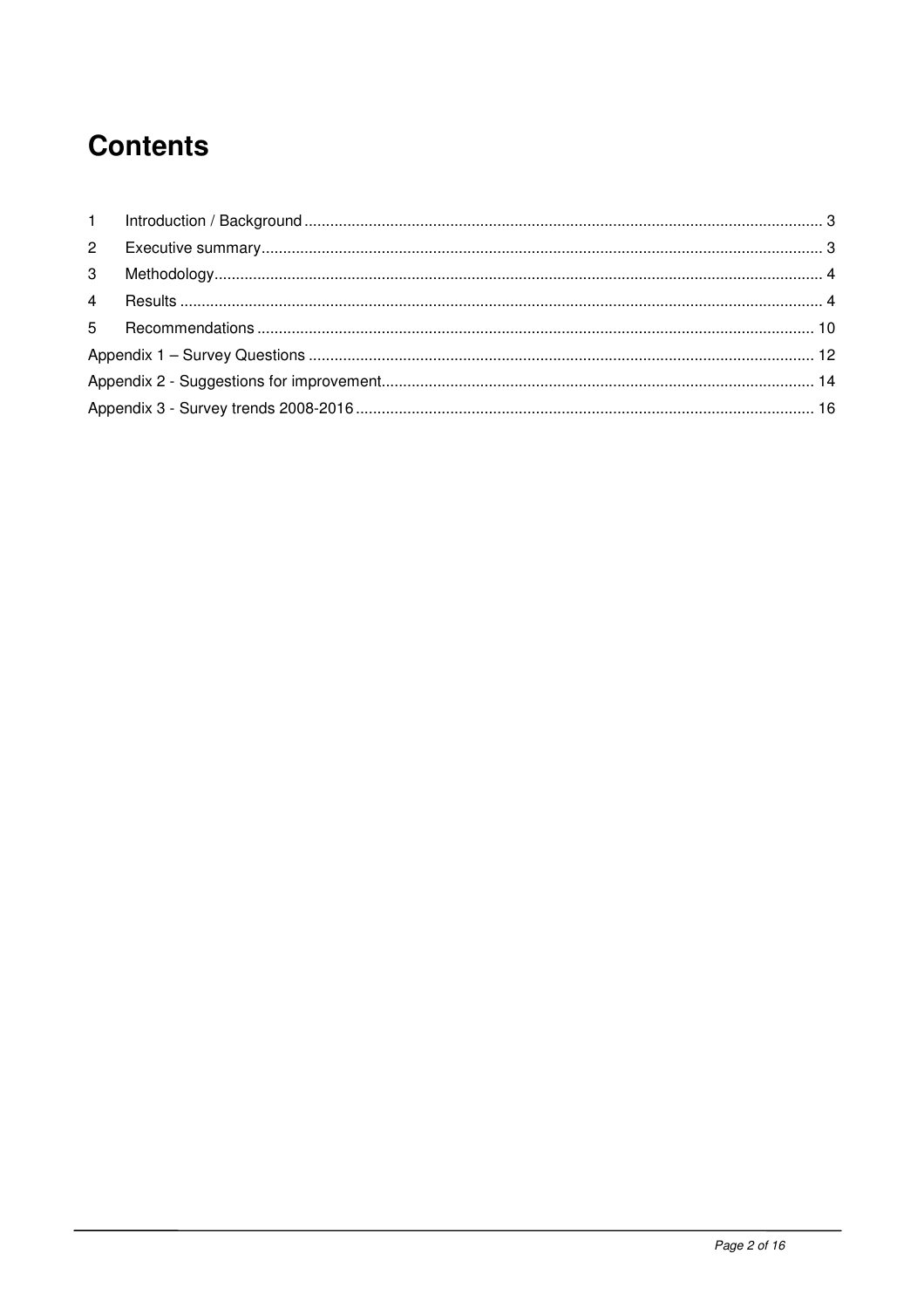# Contents

1 Introduction / Background ... 3
2 Executive summary ... 3
3 Methodology ... 4
4 Results ... 4
5 Recommendations ... 10
Appendix 1 – Survey Questions ... 12
Appendix 2 - Suggestions for improvement ... 14
Appendix 3 - Survey trends 2008-2016 ... 16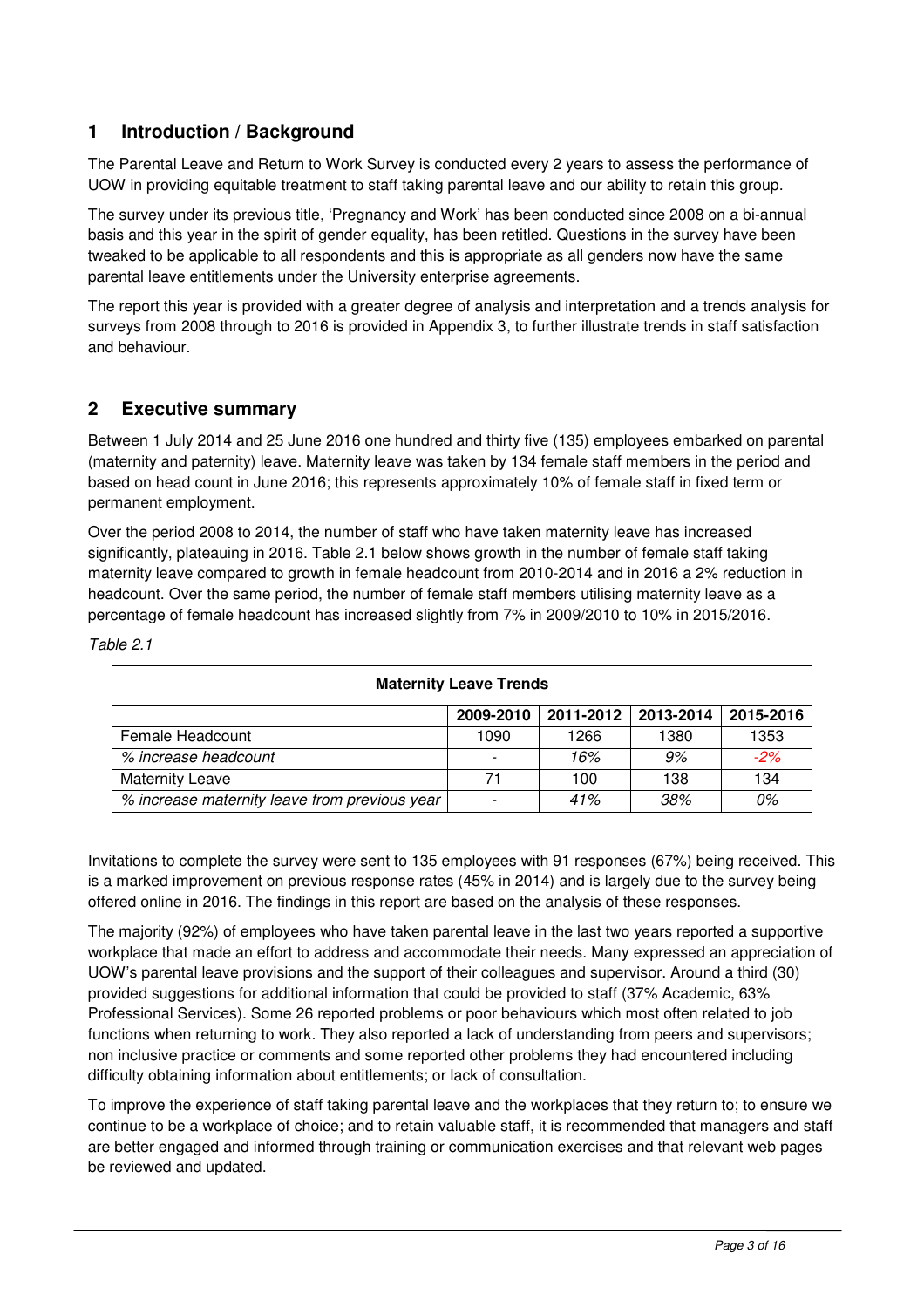## 1 Introduction / Background

The Parental Leave and Return to Work Survey is conducted every 2 years to assess the performance of UOW in providing equitable treatment to staff taking parental leave and our ability to retain this group.

The survey under its previous title, 'Pregnancy and Work' has been conducted since 2008 on a bi-annual basis and this year in the spirit of gender equality, has been retitled. Questions in the survey have been tweaked to be applicable to all respondents and this is appropriate as all genders now have the same parental leave entitlements under the University enterprise agreements.

The report this year is provided with a greater degree of analysis and interpretation and a trends analysis for surveys from 2008 through to 2016 is provided in Appendix 3, to further illustrate trends in staff satisfaction and behaviour.

## 2 Executive summary

Between 1 July 2014 and 25 June 2016 one hundred and thirty five (135) employees embarked on parental (maternity and paternity) leave. Maternity leave was taken by 134 female staff members in the period and based on head count in June 2016; this represents approximately 10% of female staff in fixed term or permanent employment.

Over the period 2008 to 2014, the number of staff who have taken maternity leave has increased significantly, plateauing in 2016. Table 2.1 below shows growth in the number of female staff taking maternity leave compared to growth in female headcount from 2010-2014 and in 2016 a 2% reduction in headcount. Over the same period, the number of female staff members utilising maternity leave as a percentage of female headcount has increased slightly from 7% in 2009/2010 to 10% in 2015/2016.

*Table 2.1*

| Maternity Leave Trends | | | | |
|---|---|---|---|---|
| | 2009-2010 | 2011-2012 | 2013-2014 | 2015-2016 |
| Female Headcount | 1090 | 1266 | 1380 | 1353 |
| *% increase headcount* | - | *16%* | *9%* | *-2%* |
| Maternity Leave | 71 | 100 | 138 | 134 |
| *% increase maternity leave from previous year* | - | *41%* | *38%* | *0%* |

Invitations to complete the survey were sent to 135 employees with 91 responses (67%) being received. This is a marked improvement on previous response rates (45% in 2014) and is largely due to the survey being offered online in 2016. The findings in this report are based on the analysis of these responses.

The majority (92%) of employees who have taken parental leave in the last two years reported a supportive workplace that made an effort to address and accommodate their needs. Many expressed an appreciation of UOW's parental leave provisions and the support of their colleagues and supervisor. Around a third (30) provided suggestions for additional information that could be provided to staff (37% Academic, 63% Professional Services). Some 26 reported problems or poor behaviours which most often related to job functions when returning to work. They also reported a lack of understanding from peers and supervisors; non inclusive practice or comments and some reported other problems they had encountered including difficulty obtaining information about entitlements; or lack of consultation.

To improve the experience of staff taking parental leave and the workplaces that they return to; to ensure we continue to be a workplace of choice; and to retain valuable staff, it is recommended that managers and staff are better engaged and informed through training or communication exercises and that relevant web pages be reviewed and updated.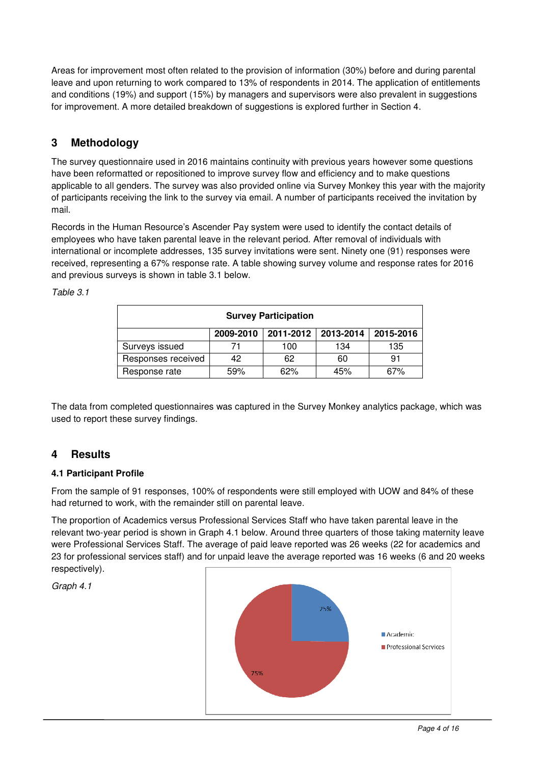Areas for improvement most often related to the provision of information (30%) before and during parental leave and upon returning to work compared to 13% of respondents in 2014. The application of entitlements and conditions (19%) and support (15%) by managers and supervisors were also prevalent in suggestions for improvement. A more detailed breakdown of suggestions is explored further in Section 4.

## 3 Methodology

The survey questionnaire used in 2016 maintains continuity with previous years however some questions have been reformatted or repositioned to improve survey flow and efficiency and to make questions applicable to all genders. The survey was also provided online via Survey Monkey this year with the majority of participants receiving the link to the survey via email. A number of participants received the invitation by mail.

Records in the Human Resource's Ascender Pay system were used to identify the contact details of employees who have taken parental leave in the relevant period. After removal of individuals with international or incomplete addresses, 135 survey invitations were sent. Ninety one (91) responses were received, representing a 67% response rate. A table showing survey volume and response rates for 2016 and previous surveys is shown in table 3.1 below.

*Table 3.1*

| Survey Participation | | | | |
|---|---|---|---|---|
| | 2009-2010 | 2011-2012 | 2013-2014 | 2015-2016 |
| Surveys issued | 71 | 100 | 134 | 135 |
| Responses received | 42 | 62 | 60 | 91 |
| Response rate | 59% | 62% | 45% | 67% |

The data from completed questionnaires was captured in the Survey Monkey analytics package, which was used to report these survey findings.

## 4 Results

### 4.1 Participant Profile

From the sample of 91 responses, 100% of respondents were still employed with UOW and 84% of these had returned to work, with the remainder still on parental leave.

The proportion of Academics versus Professional Services Staff who have taken parental leave in the relevant two-year period is shown in Graph 4.1 below. Around three quarters of those taking maternity leave were Professional Services Staff. The average of paid leave reported was 26 weeks (22 for academics and 23 for professional services staff) and for unpaid leave the average reported was 16 weeks (6 and 20 weeks respectively).

*Graph 4.1*

| Category | Percentage |
|---|---|
| Academic | 25% |
| Professional Services | 75% |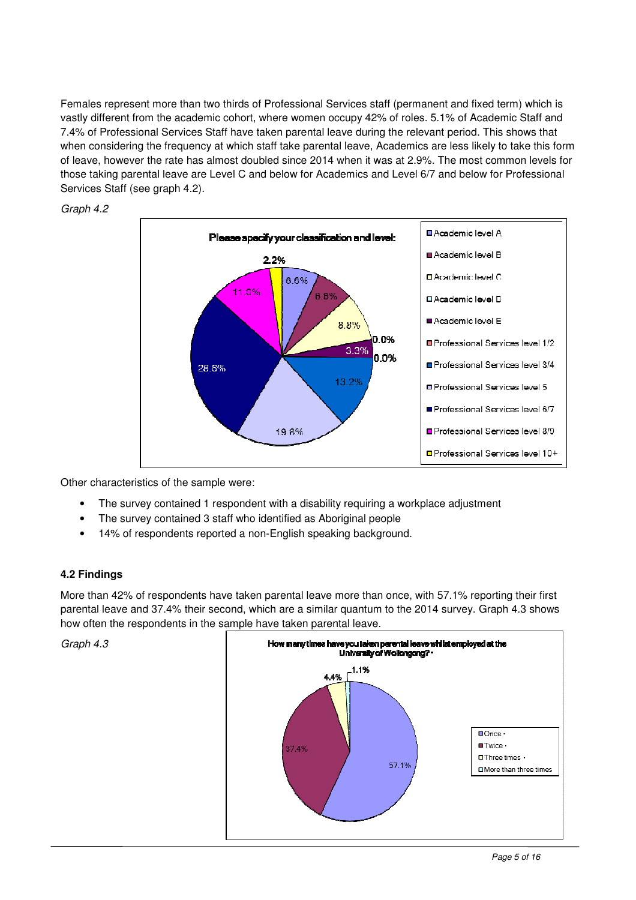Females represent more than two thirds of Professional Services staff (permanent and fixed term) which is vastly different from the academic cohort, where women occupy 42% of roles. 5.1% of Academic Staff and 7.4% of Professional Services Staff have taken parental leave during the relevant period. This shows that when considering the frequency at which staff take parental leave, Academics are less likely to take this form of leave, however the rate has almost doubled since 2014 when it was at 2.9%. The most common levels for those taking parental leave are Level C and below for Academics and Level 6/7 and below for Professional Services Staff (see graph 4.2).

*Graph 4.2*

Other characteristics of the sample were:

- The survey contained 1 respondent with a disability requiring a workplace adjustment
- The survey contained 3 staff who identified as Aboriginal people
- 14% of respondents reported a non-English speaking background.

### 4.2 Findings

More than 42% of respondents have taken parental leave more than once, with 57.1% reporting their first parental leave and 37.4% their second, which are a similar quantum to the 2014 survey. Graph 4.3 shows how often the respondents in the sample have taken parental leave.

*Graph 4.3*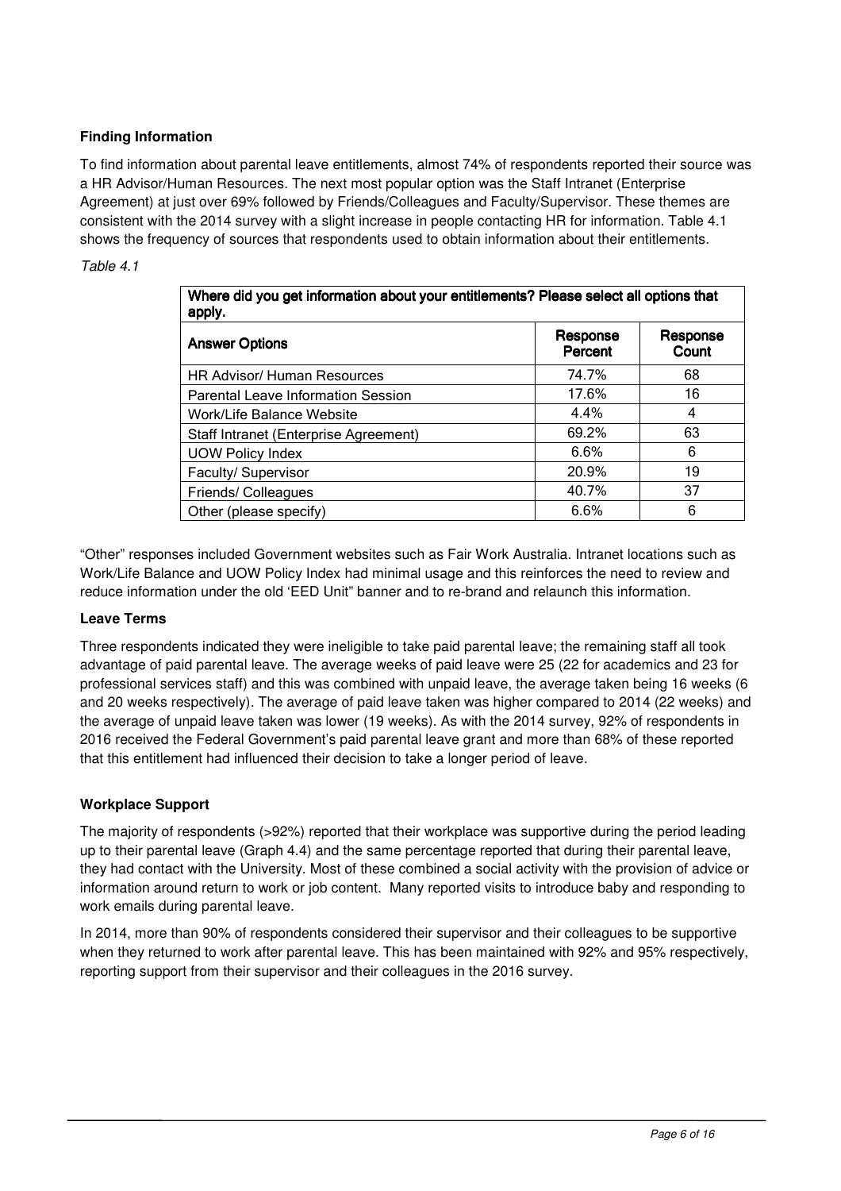### Finding Information

To find information about parental leave entitlements, almost 74% of respondents reported their source was a HR Advisor/Human Resources. The next most popular option was the Staff Intranet (Enterprise Agreement) at just over 69% followed by Friends/Colleagues and Faculty/Supervisor. These themes are consistent with the 2014 survey with a slight increase in people contacting HR for information. Table 4.1 shows the frequency of sources that respondents used to obtain information about their entitlements.

*Table 4.1*

| Where did you get information about your entitlements? Please select all options that apply. | | |
|---|---|---|
| **Answer Options** | **Response Percent** | **Response Count** |
| HR Advisor/ Human Resources | 74.7% | 68 |
| Parental Leave Information Session | 17.6% | 16 |
| Work/Life Balance Website | 4.4% | 4 |
| Staff Intranet (Enterprise Agreement) | 69.2% | 63 |
| UOW Policy Index | 6.6% | 6 |
| Faculty/ Supervisor | 20.9% | 19 |
| Friends/ Colleagues | 40.7% | 37 |
| Other (please specify) | 6.6% | 6 |

"Other" responses included Government websites such as Fair Work Australia. Intranet locations such as Work/Life Balance and UOW Policy Index had minimal usage and this reinforces the need to review and reduce information under the old 'EED Unit" banner and to re-brand and relaunch this information.

### Leave Terms

Three respondents indicated they were ineligible to take paid parental leave; the remaining staff all took advantage of paid parental leave. The average weeks of paid leave were 25 (22 for academics and 23 for professional services staff) and this was combined with unpaid leave, the average taken being 16 weeks (6 and 20 weeks respectively). The average of paid leave taken was higher compared to 2014 (22 weeks) and the average of unpaid leave taken was lower (19 weeks). As with the 2014 survey, 92% of respondents in 2016 received the Federal Government's paid parental leave grant and more than 68% of these reported that this entitlement had influenced their decision to take a longer period of leave.

### Workplace Support

The majority of respondents (>92%) reported that their workplace was supportive during the period leading up to their parental leave (Graph 4.4) and the same percentage reported that during their parental leave, they had contact with the University. Most of these combined a social activity with the provision of advice or information around return to work or job content. Many reported visits to introduce baby and responding to work emails during parental leave.

In 2014, more than 90% of respondents considered their supervisor and their colleagues to be supportive when they returned to work after parental leave. This has been maintained with 92% and 95% respectively, reporting support from their supervisor and their colleagues in the 2016 survey.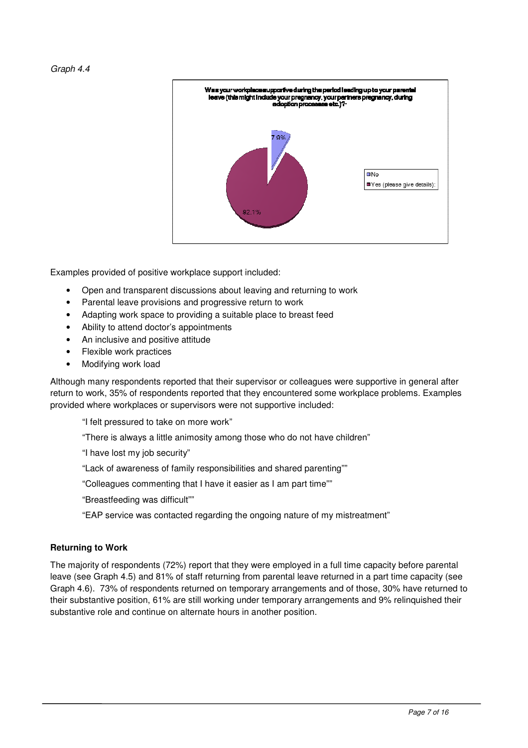*Graph 4.4*

Was your workplace supportive during the period leading up to your parental leave (this might include your pregnancy, your partners pregnancy, during adoption processes etc.)?

- No: 7.9%
- Yes (please give details): 92.1%

Examples provided of positive workplace support included:

- Open and transparent discussions about leaving and returning to work
- Parental leave provisions and progressive return to work
- Adapting work space to providing a suitable place to breast feed
- Ability to attend doctor's appointments
- An inclusive and positive attitude
- Flexible work practices
- Modifying work load

Although many respondents reported that their supervisor or colleagues were supportive in general after return to work, 35% of respondents reported that they encountered some workplace problems. Examples provided where workplaces or supervisors were not supportive included:

"I felt pressured to take on more work"

"There is always a little animosity among those who do not have children"

"I have lost my job security"

"Lack of awareness of family responsibilities and shared parenting""

"Colleagues commenting that I have it easier as I am part time""

"Breastfeeding was difficult""

"EAP service was contacted regarding the ongoing nature of my mistreatment"

**Returning to Work**

The majority of respondents (72%) report that they were employed in a full time capacity before parental leave (see Graph 4.5) and 81% of staff returning from parental leave returned in a part time capacity (see Graph 4.6). 73% of respondents returned on temporary arrangements and of those, 30% have returned to their substantive position, 61% are still working under temporary arrangements and 9% relinquished their substantive role and continue on alternate hours in another position.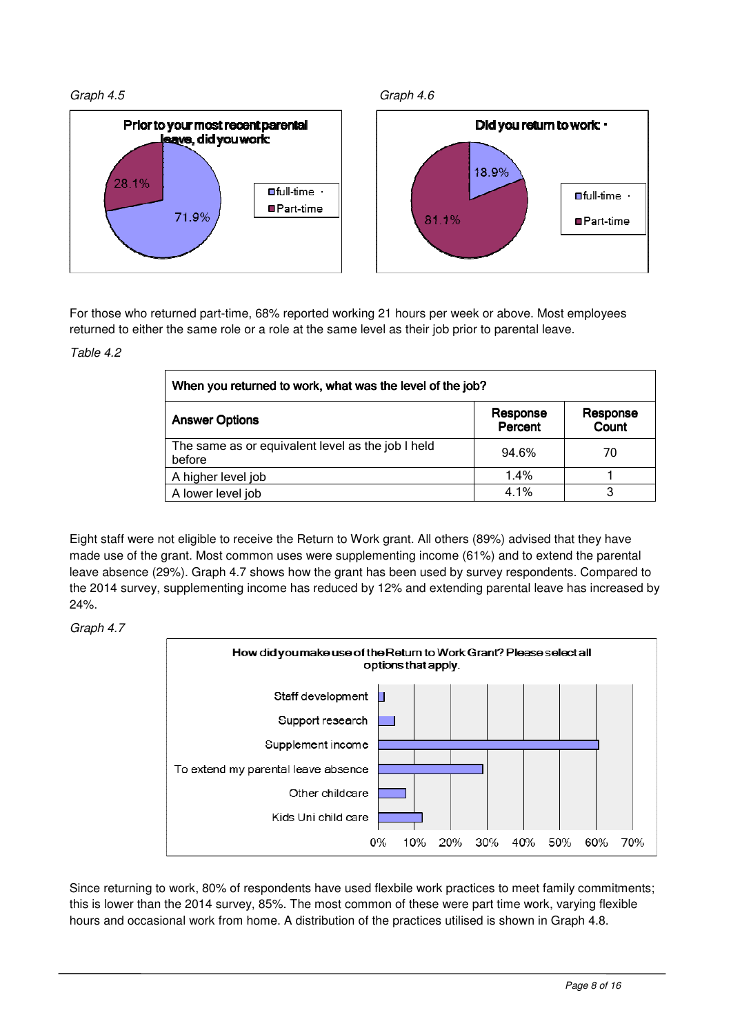*Graph 4.5*

**Prior to your most recent parental leave, did you work:**

- full-time: 71.9%
- Part-time: 28.1%

*Graph 4.6*

**Did you return to work:**

- full-time: 18.9%
- Part-time: 81.1%

For those who returned part-time, 68% reported working 21 hours per week or above. Most employees returned to either the same role or a role at the same level as their job prior to parental leave.

*Table 4.2*

| When you returned to work, what was the level of the job? | | |
|---|---|---|
| **Answer Options** | **Response Percent** | **Response Count** |
| The same as or equivalent level as the job I held before | 94.6% | 70 |
| A higher level job | 1.4% | 1 |
| A lower level job | 4.1% | 3 |

Eight staff were not eligible to receive the Return to Work grant. All others (89%) advised that they have made use of the grant. Most common uses were supplementing income (61%) and to extend the parental leave absence (29%). Graph 4.7 shows how the grant has been used by survey respondents. Compared to the 2014 survey, supplementing income has reduced by 12% and extending parental leave has increased by 24%.

*Graph 4.7*

**How did you make use of the Return to Work Grant? Please select all options that apply.**

- Staff development
- Support research
- Supplement income
- To extend my parental leave absence
- Other childcare
- Kids Uni child care

Since returning to work, 80% of respondents have used flexbile work practices to meet family commitments; this is lower than the 2014 survey, 85%. The most common of these were part time work, varying flexible hours and occasional work from home. A distribution of the practices utilised is shown in Graph 4.8.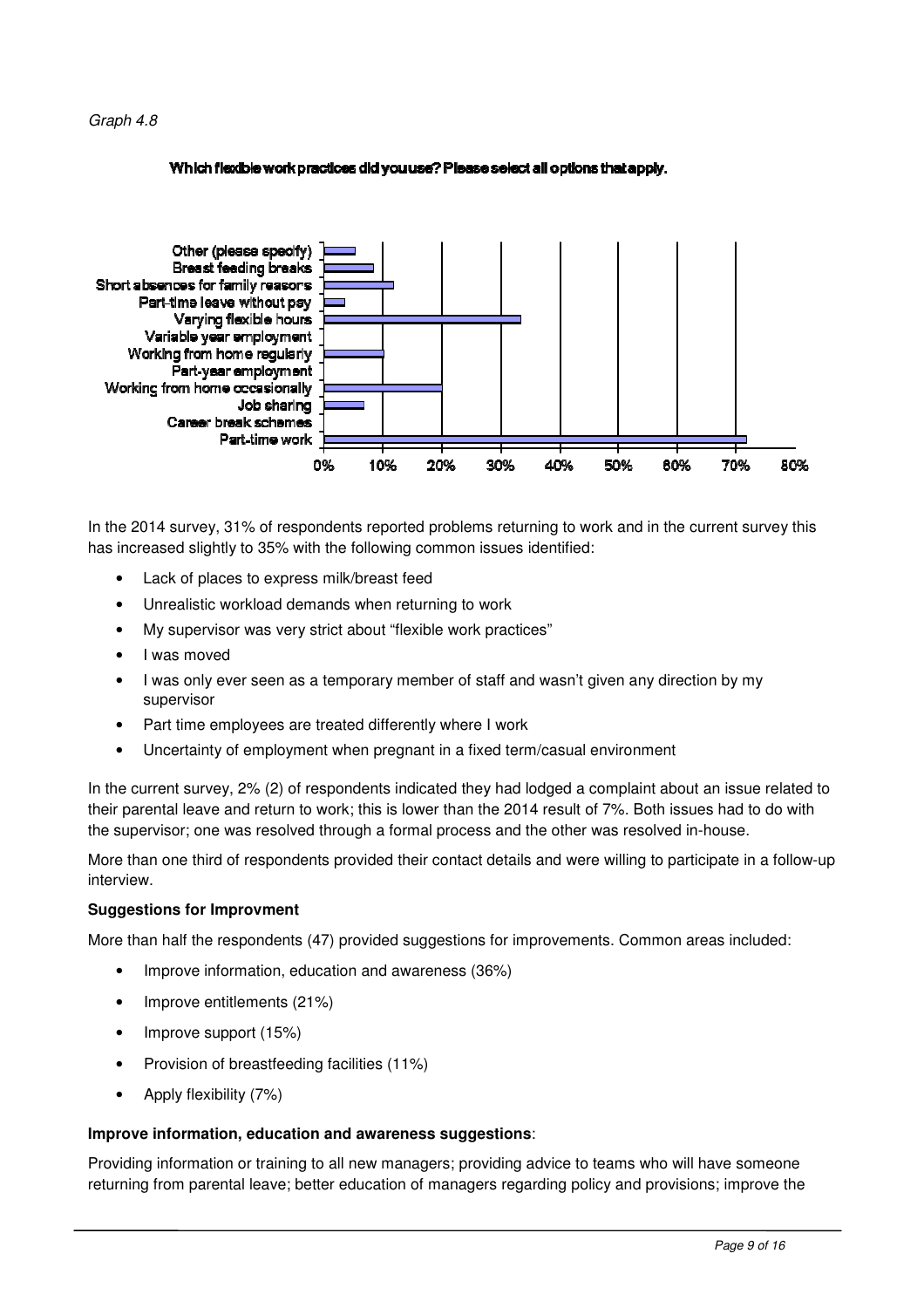*Graph 4.8*

**Which flexible work practices did you use? Please select all options that apply.**

| Flexible work practice | Approximate % |
| --- | --- |
| Other (please specify) | 5% |
| Breast feeding breaks | 8% |
| Short absences for family reasons | 12% |
| Part-time leave without pay | 3% |
| Varying flexible hours | 33% |
| Variable year employment | 0% |
| Working from home regularly | 10% |
| Part-year employment | 0% |
| Working from home occasionally | 20% |
| Job sharing | 7% |
| Career break schemes | 0% |
| Part-time work | 72% |

In the 2014 survey, 31% of respondents reported problems returning to work and in the current survey this has increased slightly to 35% with the following common issues identified:

- Lack of places to express milk/breast feed
- Unrealistic workload demands when returning to work
- My supervisor was very strict about "flexible work practices"
- I was moved
- I was only ever seen as a temporary member of staff and wasn't given any direction by my supervisor
- Part time employees are treated differently where I work
- Uncertainty of employment when pregnant in a fixed term/casual environment

In the current survey, 2% (2) of respondents indicated they had lodged a complaint about an issue related to their parental leave and return to work; this is lower than the 2014 result of 7%. Both issues had to do with the supervisor; one was resolved through a formal process and the other was resolved in-house.

More than one third of respondents provided their contact details and were willing to participate in a follow-up interview.

**Suggestions for Improvment**

More than half the respondents (47) provided suggestions for improvements. Common areas included:

- Improve information, education and awareness (36%)
- Improve entitlements (21%)
- Improve support (15%)
- Provision of breastfeeding facilities (11%)
- Apply flexibility (7%)

**Improve information, education and awareness suggestions**:

Providing information or training to all new managers; providing advice to teams who will have someone returning from parental leave; better education of managers regarding policy and provisions; improve the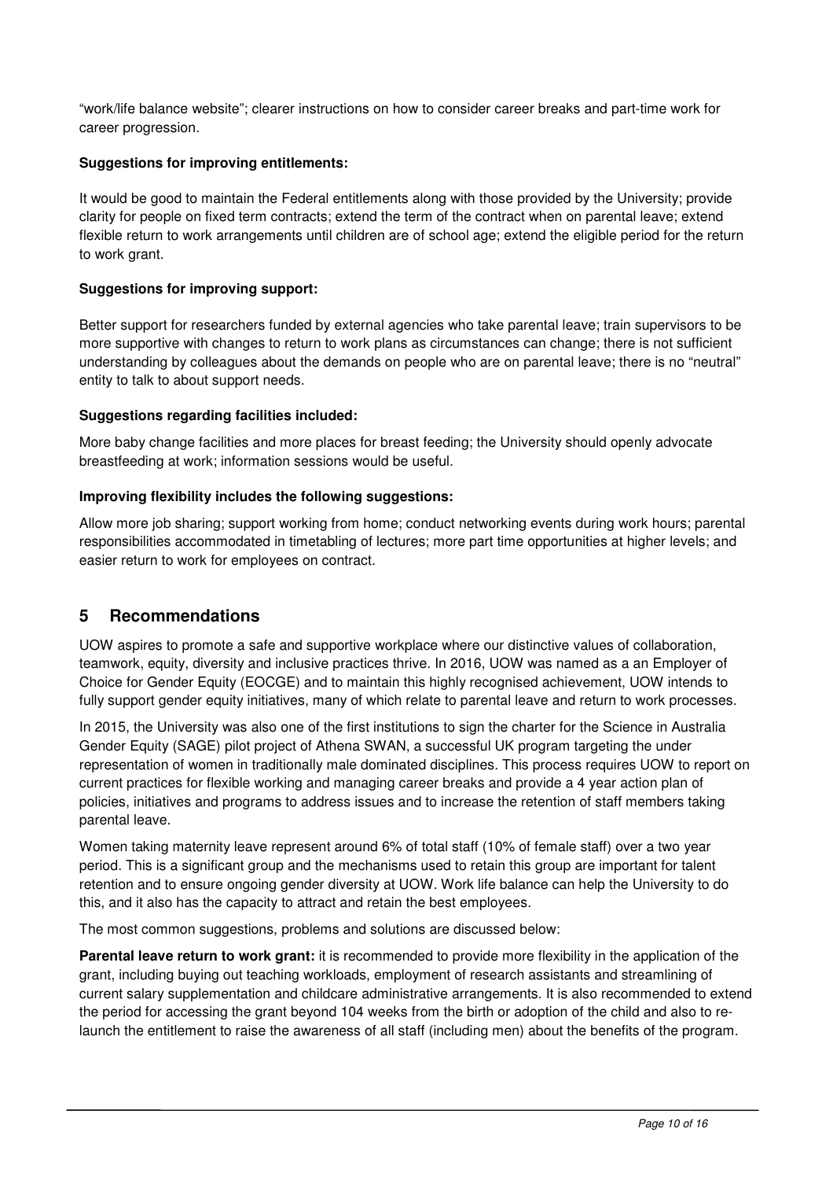"work/life balance website"; clearer instructions on how to consider career breaks and part-time work for career progression.

**Suggestions for improving entitlements:**

It would be good to maintain the Federal entitlements along with those provided by the University; provide clarity for people on fixed term contracts; extend the term of the contract when on parental leave; extend flexible return to work arrangements until children are of school age; extend the eligible period for the return to work grant.

**Suggestions for improving support:**

Better support for researchers funded by external agencies who take parental leave; train supervisors to be more supportive with changes to return to work plans as circumstances can change; there is not sufficient understanding by colleagues about the demands on people who are on parental leave; there is no "neutral" entity to talk to about support needs.

**Suggestions regarding facilities included:**

More baby change facilities and more places for breast feeding; the University should openly advocate breastfeeding at work; information sessions would be useful.

**Improving flexibility includes the following suggestions:**

Allow more job sharing; support working from home; conduct networking events during work hours; parental responsibilities accommodated in timetabling of lectures; more part time opportunities at higher levels; and easier return to work for employees on contract.

## 5 Recommendations

UOW aspires to promote a safe and supportive workplace where our distinctive values of collaboration, teamwork, equity, diversity and inclusive practices thrive. In 2016, UOW was named as a an Employer of Choice for Gender Equity (EOCGE) and to maintain this highly recognised achievement, UOW intends to fully support gender equity initiatives, many of which relate to parental leave and return to work processes.

In 2015, the University was also one of the first institutions to sign the charter for the Science in Australia Gender Equity (SAGE) pilot project of Athena SWAN, a successful UK program targeting the under representation of women in traditionally male dominated disciplines. This process requires UOW to report on current practices for flexible working and managing career breaks and provide a 4 year action plan of policies, initiatives and programs to address issues and to increase the retention of staff members taking parental leave.

Women taking maternity leave represent around 6% of total staff (10% of female staff) over a two year period. This is a significant group and the mechanisms used to retain this group are important for talent retention and to ensure ongoing gender diversity at UOW. Work life balance can help the University to do this, and it also has the capacity to attract and retain the best employees.

The most common suggestions, problems and solutions are discussed below:

**Parental leave return to work grant:** it is recommended to provide more flexibility in the application of the grant, including buying out teaching workloads, employment of research assistants and streamlining of current salary supplementation and childcare administrative arrangements. It is also recommended to extend the period for accessing the grant beyond 104 weeks from the birth or adoption of the child and also to re-launch the entitlement to raise the awareness of all staff (including men) about the benefits of the program.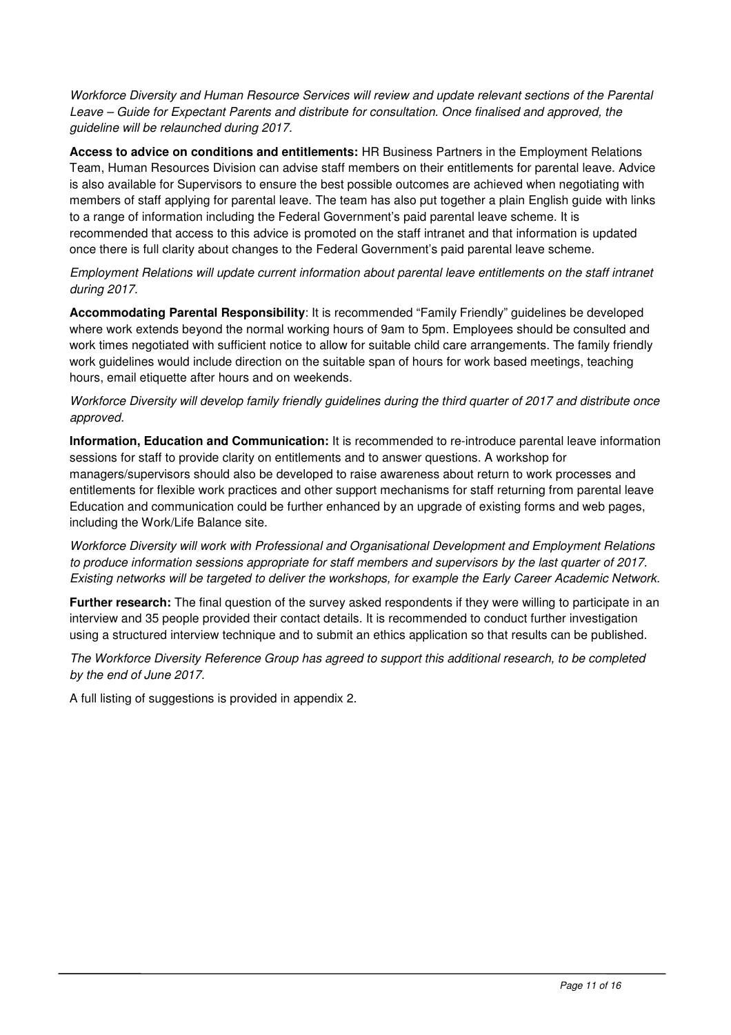*Workforce Diversity and Human Resource Services will review and update relevant sections of the Parental Leave – Guide for Expectant Parents and distribute for consultation. Once finalised and approved, the guideline will be relaunched during 2017.*

**Access to advice on conditions and entitlements:** HR Business Partners in the Employment Relations Team, Human Resources Division can advise staff members on their entitlements for parental leave. Advice is also available for Supervisors to ensure the best possible outcomes are achieved when negotiating with members of staff applying for parental leave. The team has also put together a plain English guide with links to a range of information including the Federal Government's paid parental leave scheme. It is recommended that access to this advice is promoted on the staff intranet and that information is updated once there is full clarity about changes to the Federal Government's paid parental leave scheme.

*Employment Relations will update current information about parental leave entitlements on the staff intranet during 2017.*

**Accommodating Parental Responsibility**: It is recommended "Family Friendly" guidelines be developed where work extends beyond the normal working hours of 9am to 5pm. Employees should be consulted and work times negotiated with sufficient notice to allow for suitable child care arrangements. The family friendly work guidelines would include direction on the suitable span of hours for work based meetings, teaching hours, email etiquette after hours and on weekends.

*Workforce Diversity will develop family friendly guidelines during the third quarter of 2017 and distribute once approved.*

**Information, Education and Communication:** It is recommended to re-introduce parental leave information sessions for staff to provide clarity on entitlements and to answer questions. A workshop for managers/supervisors should also be developed to raise awareness about return to work processes and entitlements for flexible work practices and other support mechanisms for staff returning from parental leave Education and communication could be further enhanced by an upgrade of existing forms and web pages, including the Work/Life Balance site.

*Workforce Diversity will work with Professional and Organisational Development and Employment Relations to produce information sessions appropriate for staff members and supervisors by the last quarter of 2017. Existing networks will be targeted to deliver the workshops, for example the Early Career Academic Network.*

**Further research:** The final question of the survey asked respondents if they were willing to participate in an interview and 35 people provided their contact details. It is recommended to conduct further investigation using a structured interview technique and to submit an ethics application so that results can be published.

*The Workforce Diversity Reference Group has agreed to support this additional research, to be completed by the end of June 2017.*

A full listing of suggestions is provided in appendix 2.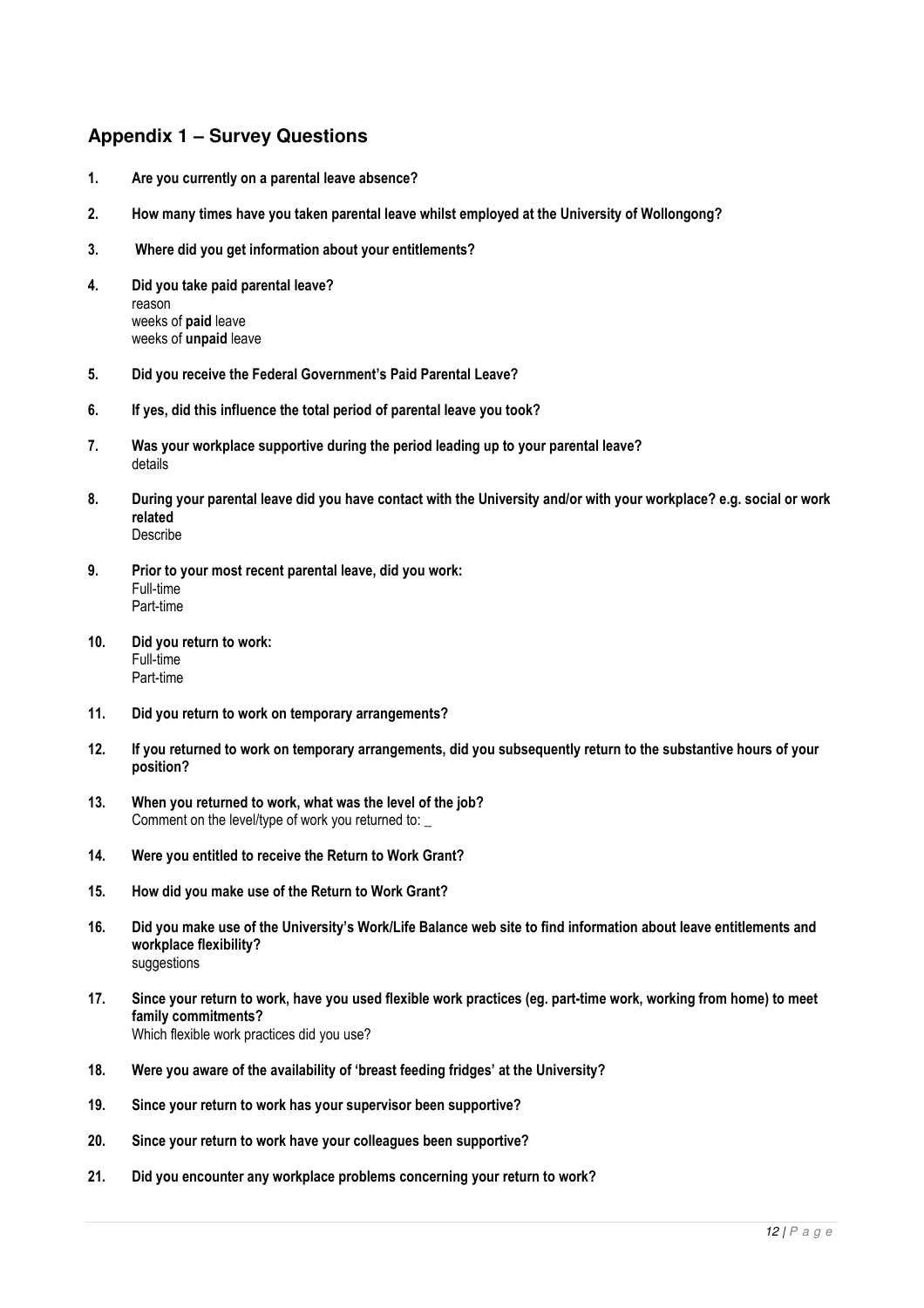## Appendix 1 – Survey Questions

1. **Are you currently on a parental leave absence?**

2. **How many times have you taken parental leave whilst employed at the University of Wollongong?**

3. **Where did you get information about your entitlements?**

4. **Did you take paid parental leave?**
   reason
   weeks of **paid** leave
   weeks of **unpaid** leave

5. **Did you receive the Federal Government's Paid Parental Leave?**

6. **If yes, did this influence the total period of parental leave you took?**

7. **Was your workplace supportive during the period leading up to your parental leave?**
   details

8. **During your parental leave did you have contact with the University and/or with your workplace? e.g. social or work related**
   Describe

9. **Prior to your most recent parental leave, did you work:**
   Full-time
   Part-time

10. **Did you return to work:**
    Full-time
    Part-time

11. **Did you return to work on temporary arrangements?**

12. **If you returned to work on temporary arrangements, did you subsequently return to the substantive hours of your position?**

13. **When you returned to work, what was the level of the job?**
    Comment on the level/type of work you returned to: _

14. **Were you entitled to receive the Return to Work Grant?**

15. **How did you make use of the Return to Work Grant?**

16. **Did you make use of the University's Work/Life Balance web site to find information about leave entitlements and workplace flexibility?**
    suggestions

17. **Since your return to work, have you used flexible work practices (eg. part-time work, working from home) to meet family commitments?**
    Which flexible work practices did you use?

18. **Were you aware of the availability of 'breast feeding fridges' at the University?**

19. **Since your return to work has your supervisor been supportive?**

20. **Since your return to work have your colleagues been supportive?**

21. **Did you encounter any workplace problems concerning your return to work?**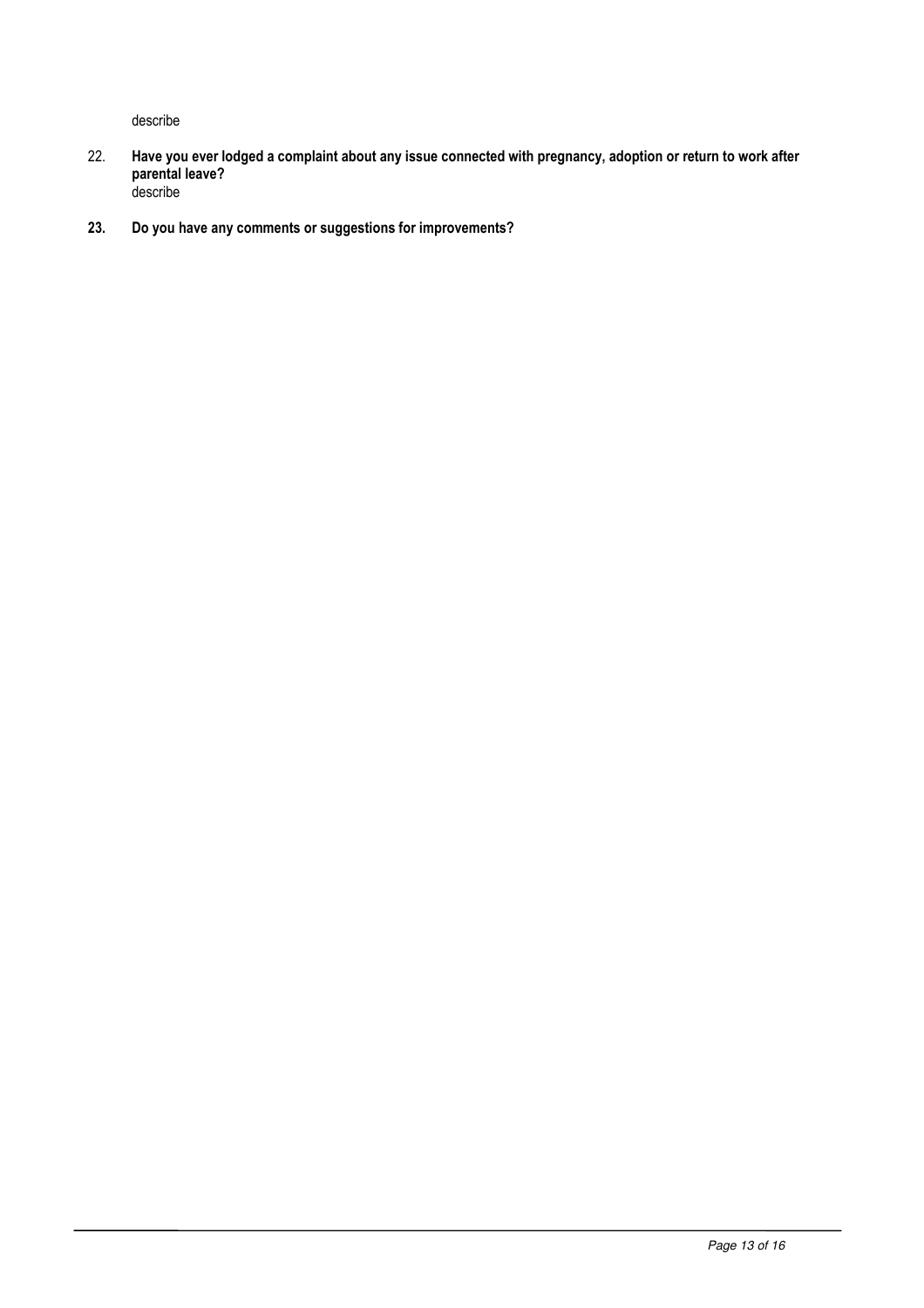describe

22. **Have you ever lodged a complaint about any issue connected with pregnancy, adoption or return to work after parental leave?**
    describe

23. **Do you have any comments or suggestions for improvements?**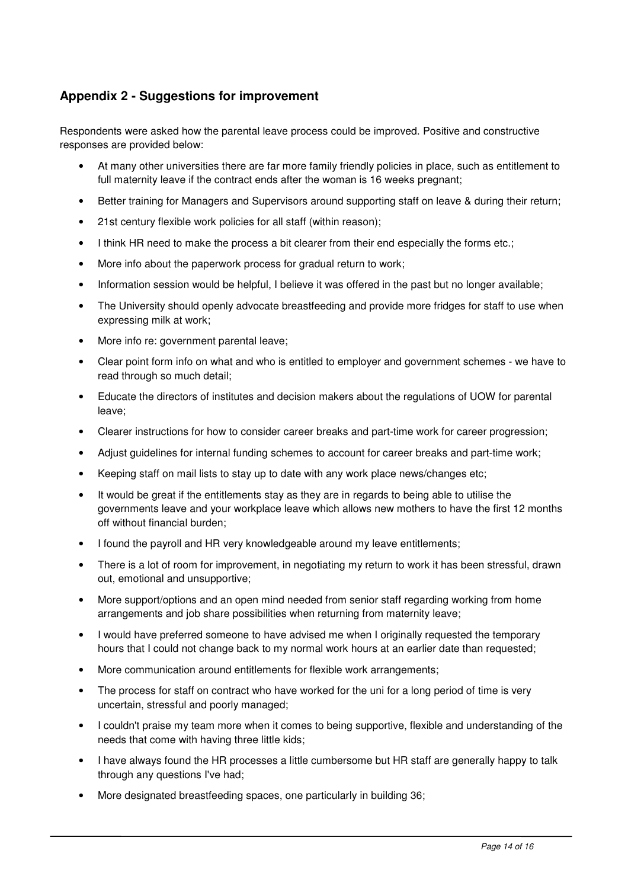## Appendix 2 - Suggestions for improvement

Respondents were asked how the parental leave process could be improved. Positive and constructive responses are provided below:

- At many other universities there are far more family friendly policies in place, such as entitlement to full maternity leave if the contract ends after the woman is 16 weeks pregnant;
- Better training for Managers and Supervisors around supporting staff on leave & during their return;
- 21st century flexible work policies for all staff (within reason);
- I think HR need to make the process a bit clearer from their end especially the forms etc.;
- More info about the paperwork process for gradual return to work;
- Information session would be helpful, I believe it was offered in the past but no longer available;
- The University should openly advocate breastfeeding and provide more fridges for staff to use when expressing milk at work;
- More info re: government parental leave;
- Clear point form info on what and who is entitled to employer and government schemes - we have to read through so much detail;
- Educate the directors of institutes and decision makers about the regulations of UOW for parental leave;
- Clearer instructions for how to consider career breaks and part-time work for career progression;
- Adjust guidelines for internal funding schemes to account for career breaks and part-time work;
- Keeping staff on mail lists to stay up to date with any work place news/changes etc;
- It would be great if the entitlements stay as they are in regards to being able to utilise the governments leave and your workplace leave which allows new mothers to have the first 12 months off without financial burden;
- I found the payroll and HR very knowledgeable around my leave entitlements;
- There is a lot of room for improvement, in negotiating my return to work it has been stressful, drawn out, emotional and unsupportive;
- More support/options and an open mind needed from senior staff regarding working from home arrangements and job share possibilities when returning from maternity leave;
- I would have preferred someone to have advised me when I originally requested the temporary hours that I could not change back to my normal work hours at an earlier date than requested;
- More communication around entitlements for flexible work arrangements;
- The process for staff on contract who have worked for the uni for a long period of time is very uncertain, stressful and poorly managed;
- I couldn't praise my team more when it comes to being supportive, flexible and understanding of the needs that come with having three little kids;
- I have always found the HR processes a little cumbersome but HR staff are generally happy to talk through any questions I've had;
- More designated breastfeeding spaces, one particularly in building 36;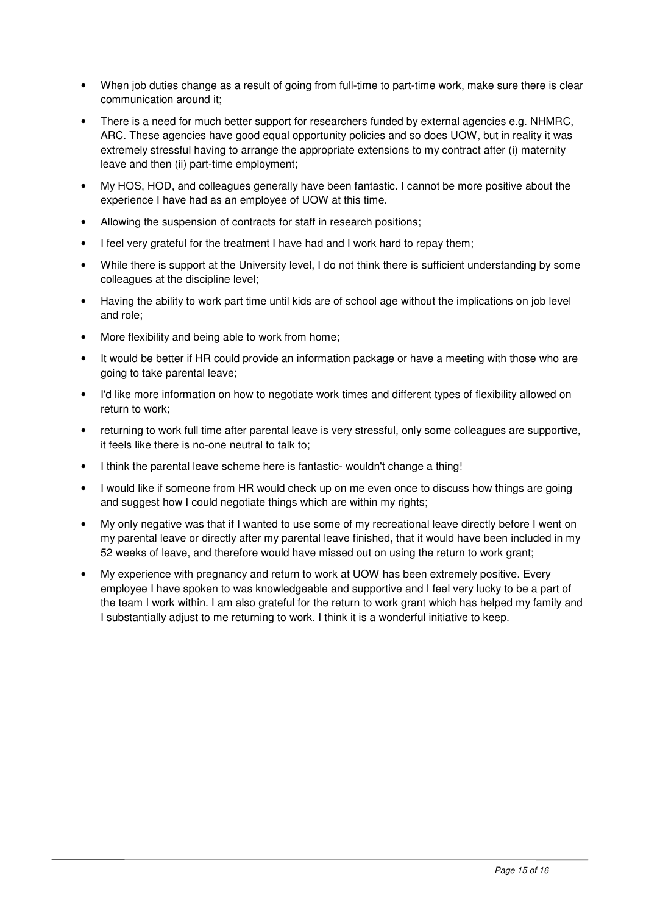- When job duties change as a result of going from full-time to part-time work, make sure there is clear communication around it;
- There is a need for much better support for researchers funded by external agencies e.g. NHMRC, ARC. These agencies have good equal opportunity policies and so does UOW, but in reality it was extremely stressful having to arrange the appropriate extensions to my contract after (i) maternity leave and then (ii) part-time employment;
- My HOS, HOD, and colleagues generally have been fantastic. I cannot be more positive about the experience I have had as an employee of UOW at this time.
- Allowing the suspension of contracts for staff in research positions;
- I feel very grateful for the treatment I have had and I work hard to repay them;
- While there is support at the University level, I do not think there is sufficient understanding by some colleagues at the discipline level;
- Having the ability to work part time until kids are of school age without the implications on job level and role;
- More flexibility and being able to work from home;
- It would be better if HR could provide an information package or have a meeting with those who are going to take parental leave;
- I'd like more information on how to negotiate work times and different types of flexibility allowed on return to work;
- returning to work full time after parental leave is very stressful, only some colleagues are supportive, it feels like there is no-one neutral to talk to;
- I think the parental leave scheme here is fantastic- wouldn't change a thing!
- I would like if someone from HR would check up on me even once to discuss how things are going and suggest how I could negotiate things which are within my rights;
- My only negative was that if I wanted to use some of my recreational leave directly before I went on my parental leave or directly after my parental leave finished, that it would have been included in my 52 weeks of leave, and therefore would have missed out on using the return to work grant;
- My experience with pregnancy and return to work at UOW has been extremely positive. Every employee I have spoken to was knowledgeable and supportive and I feel very lucky to be a part of the team I work within. I am also grateful for the return to work grant which has helped my family and I substantially adjust to me returning to work. I think it is a wonderful initiative to keep.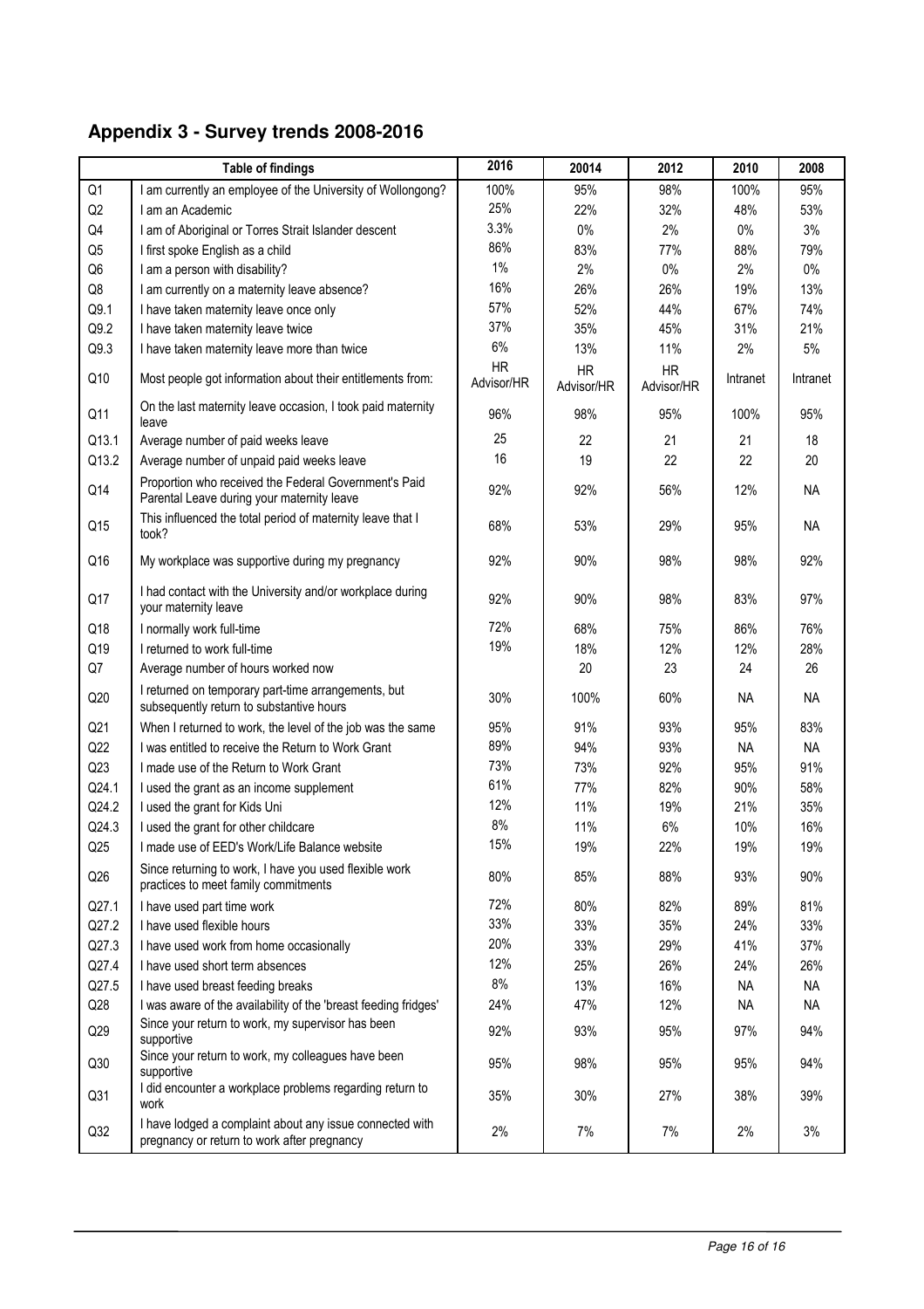## Appendix 3 - Survey trends 2008-2016

| | Table of findings | 2016 | 20014 | 2012 | 2010 | 2008 |
|---|---|---|---|---|---|---|
| Q1 | I am currently an employee of the University of Wollongong? | 100% | 95% | 98% | 100% | 95% |
| Q2 | I am an Academic | 25% | 22% | 32% | 48% | 53% |
| Q4 | I am of Aboriginal or Torres Strait Islander descent | 3.3% | 0% | 2% | 0% | 3% |
| Q5 | I first spoke English as a child | 86% | 83% | 77% | 88% | 79% |
| Q6 | I am a person with disability? | 1% | 2% | 0% | 2% | 0% |
| Q8 | I am currently on a maternity leave absence? | 16% | 26% | 26% | 19% | 13% |
| Q9.1 | I have taken maternity leave once only | 57% | 52% | 44% | 67% | 74% |
| Q9.2 | I have taken maternity leave twice | 37% | 35% | 45% | 31% | 21% |
| Q9.3 | I have taken maternity leave more than twice | 6% | 13% | 11% | 2% | 5% |
| Q10 | Most people got information about their entitlements from: | HR Advisor/HR | HR Advisor/HR | HR Advisor/HR | Intranet | Intranet |
| Q11 | On the last maternity leave occasion, I took paid maternity leave | 96% | 98% | 95% | 100% | 95% |
| Q13.1 | Average number of paid weeks leave | 25 | 22 | 21 | 21 | 18 |
| Q13.2 | Average number of unpaid paid weeks leave | 16 | 19 | 22 | 22 | 20 |
| Q14 | Proportion who received the Federal Government's Paid Parental Leave during your maternity leave | 92% | 92% | 56% | 12% | NA |
| Q15 | This influenced the total period of maternity leave that I took? | 68% | 53% | 29% | 95% | NA |
| Q16 | My workplace was supportive during my pregnancy | 92% | 90% | 98% | 98% | 92% |
| Q17 | I had contact with the University and/or workplace during your maternity leave | 92% | 90% | 98% | 83% | 97% |
| Q18 | I normally work full-time | 72% | 68% | 75% | 86% | 76% |
| Q19 | I returned to work full-time | 19% | 18% | 12% | 12% | 28% |
| Q7 | Average number of hours worked now | | 20 | 23 | 24 | 26 |
| Q20 | I returned on temporary part-time arrangements, but subsequently return to substantive hours | 30% | 100% | 60% | NA | NA |
| Q21 | When I returned to work, the level of the job was the same | 95% | 91% | 93% | 95% | 83% |
| Q22 | I was entitled to receive the Return to Work Grant | 89% | 94% | 93% | NA | NA |
| Q23 | I made use of the Return to Work Grant | 73% | 73% | 92% | 95% | 91% |
| Q24.1 | I used the grant as an income supplement | 61% | 77% | 82% | 90% | 58% |
| Q24.2 | I used the grant for Kids Uni | 12% | 11% | 19% | 21% | 35% |
| Q24.3 | I used the grant for other childcare | 8% | 11% | 6% | 10% | 16% |
| Q25 | I made use of EED's Work/Life Balance website | 15% | 19% | 22% | 19% | 19% |
| Q26 | Since returning to work, I have you used flexible work practices to meet family commitments | 80% | 85% | 88% | 93% | 90% |
| Q27.1 | I have used part time work | 72% | 80% | 82% | 89% | 81% |
| Q27.2 | I have used flexible hours | 33% | 33% | 35% | 24% | 33% |
| Q27.3 | I have used work from home occasionally | 20% | 33% | 29% | 41% | 37% |
| Q27.4 | I have used short term absences | 12% | 25% | 26% | 24% | 26% |
| Q27.5 | I have used breast feeding breaks | 8% | 13% | 16% | NA | NA |
| Q28 | I was aware of the availability of the 'breast feeding fridges' | 24% | 47% | 12% | NA | NA |
| Q29 | Since your return to work, my supervisor has been supportive | 92% | 93% | 95% | 97% | 94% |
| Q30 | Since your return to work, my colleagues have been supportive | 95% | 98% | 95% | 95% | 94% |
| Q31 | I did encounter a workplace problems regarding return to work | 35% | 30% | 27% | 38% | 39% |
| Q32 | I have lodged a complaint about any issue connected with pregnancy or return to work after pregnancy | 2% | 7% | 7% | 2% | 3% |